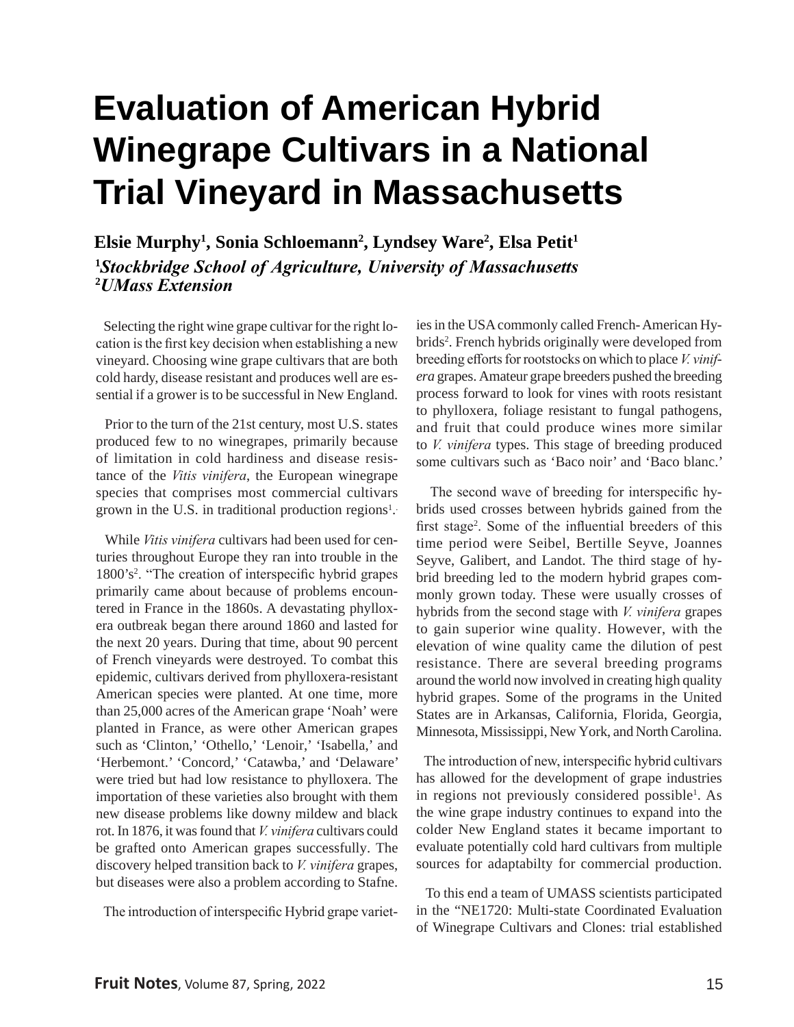# Evaluation of American Hybrid Winegrape Cultivars in a National Trial Vineyard in Massachusetts

**Elsie Murphy[1], Sonia Schloemann[2], Lyndsey Ware[2], Elsa Petit[1]**

**[1]*Stockbridge School of Agriculture, University of Massachusetts***
**[2]*UMass Extension***

Selecting the right wine grape cultivar for the right location is the first key decision when establishing a new vineyard. Choosing wine grape cultivars that are both cold hardy, disease resistant and produces well are essential if a grower is to be successful in New England.

Prior to the turn of the 21st century, most U.S. states produced few to no winegrapes, primarily because of limitation in cold hardiness and disease resistance of the *Vitis vinifera*, the European winegrape species that comprises most commercial cultivars grown in the U.S. in traditional production regions[1].

While *Vitis vinifera* cultivars had been used for centuries throughout Europe they ran into trouble in the 1800's[2]. "The creation of interspecific hybrid grapes primarily came about because of problems encountered in France in the 1860s. A devastating phylloxera outbreak began there around 1860 and lasted for the next 20 years. During that time, about 90 percent of French vineyards were destroyed. To combat this epidemic, cultivars derived from phylloxera-resistant American species were planted. At one time, more than 25,000 acres of the American grape 'Noah' were planted in France, as were other American grapes such as 'Clinton,' 'Othello,' 'Lenoir,' 'Isabella,' and 'Herbemont.' 'Concord,' 'Catawba,' and 'Delaware' were tried but had low resistance to phylloxera. The importation of these varieties also brought with them new disease problems like downy mildew and black rot. In 1876, it was found that *V. vinifera* cultivars could be grafted onto American grapes successfully. The discovery helped transition back to *V. vinifera* grapes, but diseases were also a problem according to Stafne.

The introduction of interspecific Hybrid grape varieties in the USA commonly called French- American Hybrids[2]. French hybrids originally were developed from breeding efforts for rootstocks on which to place *V. vinifera* grapes. Amateur grape breeders pushed the breeding process forward to look for vines with roots resistant to phylloxera, foliage resistant to fungal pathogens, and fruit that could produce wines more similar to *V. vinifera* types. This stage of breeding produced some cultivars such as 'Baco noir' and 'Baco blanc.'

The second wave of breeding for interspecific hybrids used crosses between hybrids gained from the first stage[2]. Some of the influential breeders of this time period were Seibel, Bertille Seyve, Joannes Seyve, Galibert, and Landot. The third stage of hybrid breeding led to the modern hybrid grapes commonly grown today. These were usually crosses of hybrids from the second stage with *V. vinifera* grapes to gain superior wine quality. However, with the elevation of wine quality came the dilution of pest resistance. There are several breeding programs around the world now involved in creating high quality hybrid grapes. Some of the programs in the United States are in Arkansas, California, Florida, Georgia, Minnesota, Mississippi, New York, and North Carolina.

The introduction of new, interspecific hybrid cultivars has allowed for the development of grape industries in regions not previously considered possible[1]. As the wine grape industry continues to expand into the colder New England states it became important to evaluate potentially cold hard cultivars from multiple sources for adaptabilty for commercial production.

To this end a team of UMASS scientists participated in the "NE1720: Multi-state Coordinated Evaluation of Winegrape Cultivars and Clones: trial established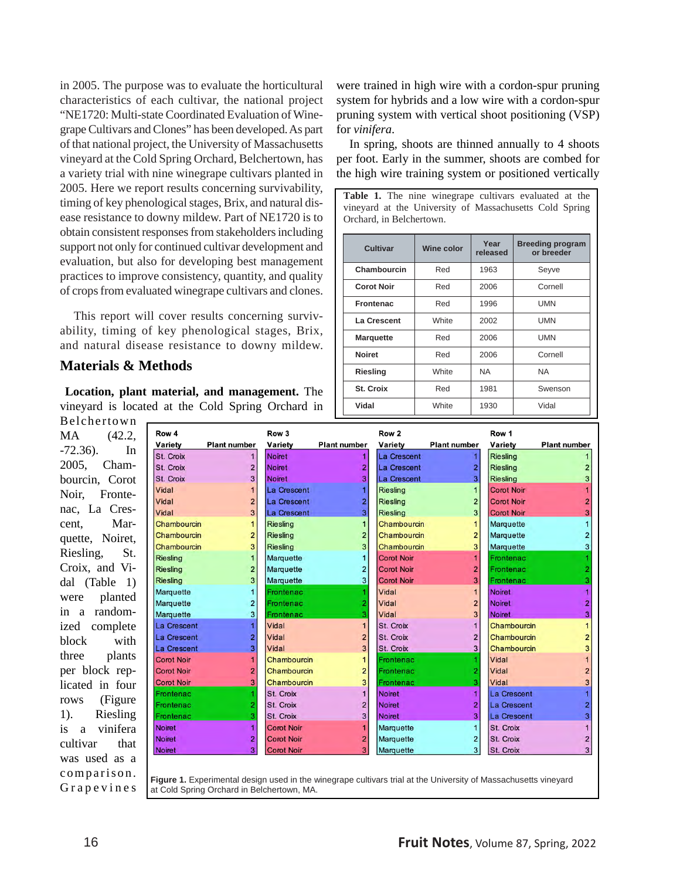in 2005. The purpose was to evaluate the horticultural characteristics of each cultivar, the national project "NE1720: Multi-state Coordinated Evaluation of Winegrape Cultivars and Clones" has been developed. As part of that national project, the University of Massachusetts vineyard at the Cold Spring Orchard, Belchertown, has a variety trial with nine winegrape cultivars planted in 2005. Here we report results concerning survivability, timing of key phenological stages, Brix, and natural disease resistance to downy mildew. Part of NE1720 is to obtain consistent responses from stakeholders including support not only for continued cultivar development and evaluation, but also for developing best management practices to improve consistency, quantity, and quality of crops from evaluated winegrape cultivars and clones.

This report will cover results concerning survivability, timing of key phenological stages, Brix, and natural disease resistance to downy mildew.

## Materials & Methods

**Location, plant material, and management.** The vineyard is located at the Cold Spring Orchard in Belchertown MA (42.2, -72.36). In 2005, Chambourcin, Corot Noir, Frontenac, La Crescent, Marquette, Noiret, Riesling, St. Croix, and Vidal (Table 1) were planted in a randomized complete block with three plants per block replicated in four rows (Figure 1). Riesling is a vinifera cultivar that was used as a comparison. Grapevines were trained in high wire with a cordon-spur pruning system for hybrids and a low wire with a cordon-spur pruning system with vertical shoot positioning (VSP) for *vinifera*.

In spring, shoots are thinned annually to 4 shoots per foot. Early in the summer, shoots are combed for the high wire training system or positioned vertically

**Table 1.** The nine winegrape cultivars evaluated at the vineyard at the University of Massachusetts Cold Spring Orchard, in Belchertown.

| Cultivar | Wine color | Year released | Breeding program or breeder |
|---|---|---|---|
| **Chambourcin** | Red | 1963 | Seyve |
| **Corot Noir** | Red | 2006 | Cornell |
| **Frontenac** | Red | 1996 | UMN |
| **La Crescent** | White | 2002 | UMN |
| **Marquette** | Red | 2006 | UMN |
| **Noiret** | Red | 2006 | Cornell |
| **Riesling** | White | NA | NA |
| **St. Croix** | Red | 1981 | Swenson |
| **Vidal** | White | 1930 | Vidal |

| Row 4 Variety | Plant number | Row 3 Variety | Plant number | Row 2 Variety | Plant number | Row 1 Variety | Plant number |
|---|---|---|---|---|---|---|---|
| St. Croix | 1 | Noiret | 1 | La Crescent | 1 | Riesling | 1 |
| St. Croix | 2 | Noiret | 2 | La Crescent | 2 | Riesling | 2 |
| St. Croix | 3 | Noiret | 3 | La Crescent | 3 | Riesling | 3 |
| Vidal | 1 | La Crescent | 1 | Riesling | 1 | Corot Noir | 1 |
| Vidal | 2 | La Crescent | 2 | Riesling | 2 | Corot Noir | 2 |
| Vidal | 3 | La Crescent | 3 | Riesling | 3 | Corot Noir | 3 |
| Chambourcin | 1 | Riesling | 1 | Chambourcin | 1 | Marquette | 1 |
| Chambourcin | 2 | Riesling | 2 | Chambourcin | 2 | Marquette | 2 |
| Chambourcin | 3 | Riesling | 3 | Chambourcin | 3 | Marquette | 3 |
| Riesling | 1 | Marquette | 1 | Corot Noir | 1 | Frontenac | 1 |
| Riesling | 2 | Marquette | 2 | Corot Noir | 2 | Frontenac | 2 |
| Riesling | 3 | Marquette | 3 | Corot Noir | 3 | Frontenac | 3 |
| Marquette | 1 | Frontenac | 1 | Vidal | 1 | Noiret | 1 |
| Marquette | 2 | Frontenac | 2 | Vidal | 2 | Noiret | 2 |
| Marquette | 3 | Frontenac | 3 | Vidal | 3 | Noiret | 3 |
| La Crescent | 1 | Vidal | 1 | St. Croix | 1 | Chambourcin | 1 |
| La Crescent | 2 | Vidal | 2 | St. Croix | 2 | Chambourcin | 2 |
| La Crescent | 3 | Vidal | 3 | St. Croix | 3 | Chambourcin | 3 |
| Corot Noir | 1 | Chambourcin | 1 | Frontenac | 1 | Vidal | 1 |
| Corot Noir | 2 | Chambourcin | 2 | Frontenac | 2 | Vidal | 2 |
| Corot Noir | 3 | Chambourcin | 3 | Frontenac | 3 | Vidal | 3 |
| Frontenac | 1 | St. Croix | 1 | Noiret | 1 | La Crescent | 1 |
| Frontenac | 2 | St. Croix | 2 | Noiret | 2 | La Crescent | 2 |
| Frontenac | 3 | St. Croix | 3 | Noiret | 3 | La Crescent | 3 |
| Noiret | 1 | Corot Noir | 1 | Marquette | 1 | St. Croix | 1 |
| Noiret | 2 | Corot Noir | 2 | Marquette | 2 | St. Croix | 2 |
| Noiret | 3 | Corot Noir | 3 | Marquette | 3 | St. Croix | 3 |

**Figure 1.** Experimental design used in the winegrape cultivars trial at the University of Massachusetts vineyard at Cold Spring Orchard in Belchertown, MA.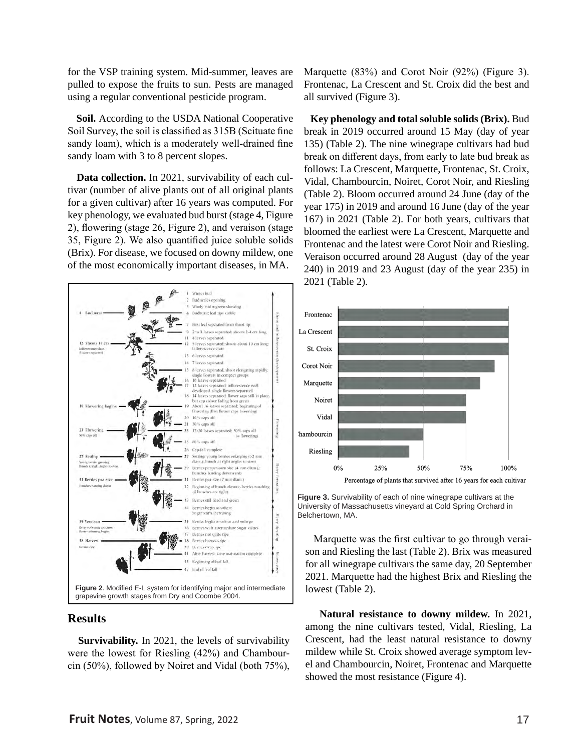for the VSP training system. Mid-summer, leaves are pulled to expose the fruits to sun. Pests are managed using a regular conventional pesticide program.

**Soil.** According to the USDA National Cooperative Soil Survey, the soil is classified as 315B (Scituate fine sandy loam), which is a moderately well-drained fine sandy loam with 3 to 8 percent slopes.

**Data collection.** In 2021, survivability of each cultivar (number of alive plants out of all original plants for a given cultivar) after 16 years was computed. For key phenology, we evaluated bud burst (stage 4, Figure 2), flowering (stage 26, Figure 2), and veraison (stage 35, Figure 2). We also quantified juice soluble solids (Brix). For disease, we focused on downy mildew, one of the most economically important diseases, in MA.

**Figure 2**. Modified E-L system for identifying major and intermediate grapevine growth stages from Dry and Coombe 2004.

## Results

**Survivability.** In 2021, the levels of survivability were the lowest for Riesling (42%) and Chambourcin (50%), followed by Noiret and Vidal (both 75%), Marquette (83%) and Corot Noir (92%) (Figure 3). Frontenac, La Crescent and St. Croix did the best and all survived (Figure 3).

**Key phenology and total soluble solids (Brix).** Bud break in 2019 occurred around 15 May (day of year 135) (Table 2). The nine winegrape cultivars had bud break on different days, from early to late bud break as follows: La Crescent, Marquette, Frontenac, St. Croix, Vidal, Chambourcin, Noiret, Corot Noir, and Riesling (Table 2). Bloom occurred around 24 June (day of the year 175) in 2019 and around 16 June (day of the year 167) in 2021 (Table 2). For both years, cultivars that bloomed the earliest were La Crescent, Marquette and Frontenac and the latest were Corot Noir and Riesling. Veraison occurred around 28 August (day of the year 240) in 2019 and 23 August (day of the year 235) in 2021 (Table 2).

**Figure 3.** Survivability of each of nine winegrape cultivars at the University of Massachusetts vineyard at Cold Spring Orchard in Belchertown, MA.

Marquette was the first cultivar to go through veraison and Riesling the last (Table 2). Brix was measured for all winegrape cultivars the same day, 20 September 2021. Marquette had the highest Brix and Riesling the lowest (Table 2).

**Natural resistance to downy mildew.** In 2021, among the nine cultivars tested, Vidal, Riesling, La Crescent, had the least natural resistance to downy mildew while St. Croix showed average symptom level and Chambourcin, Noiret, Frontenac and Marquette showed the most resistance (Figure 4).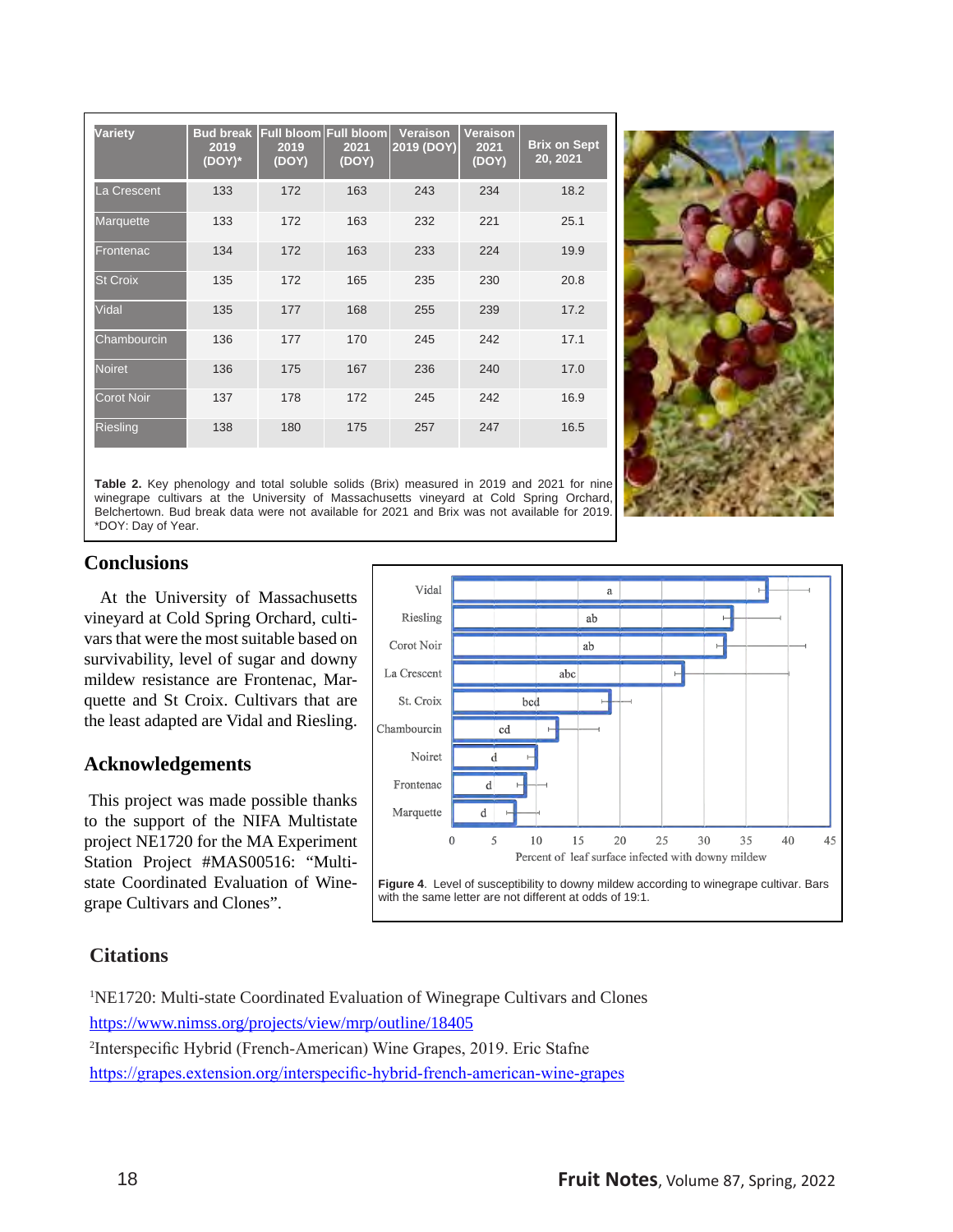| Variety | Bud break 2019 (DOY)* | Full bloom 2019 (DOY) | Full bloom 2021 (DOY) | Veraison 2019 (DOY) | Veraison 2021 (DOY) | Brix on Sept 20, 2021 |
|---|---|---|---|---|---|---|
| La Crescent | 133 | 172 | 163 | 243 | 234 | 18.2 |
| Marquette | 133 | 172 | 163 | 232 | 221 | 25.1 |
| Frontenac | 134 | 172 | 163 | 233 | 224 | 19.9 |
| St Croix | 135 | 172 | 165 | 235 | 230 | 20.8 |
| Vidal | 135 | 177 | 168 | 255 | 239 | 17.2 |
| Chambourcin | 136 | 177 | 170 | 245 | 242 | 17.1 |
| Noiret | 136 | 175 | 167 | 236 | 240 | 17.0 |
| Corot Noir | 137 | 178 | 172 | 245 | 242 | 16.9 |
| Riesling | 138 | 180 | 175 | 257 | 247 | 16.5 |

**Table 2.** Key phenology and total soluble solids (Brix) measured in 2019 and 2021 for nine winegrape cultivars at the University of Massachusetts vineyard at Cold Spring Orchard, Belchertown. Bud break data were not available for 2021 and Brix was not available for 2019. *DOY: Day of Year.

## Conclusions

At the University of Massachusetts vineyard at Cold Spring Orchard, cultivars that were the most suitable based on survivability, level of sugar and downy mildew resistance are Frontenac, Marquette and St Croix. Cultivars that are the least adapted are Vidal and Riesling.

**Figure 4**. Level of susceptibility to downy mildew according to winegrape cultivar. Bars with the same letter are not different at odds of 19:1.

## Acknowledgements

This project was made possible thanks to the support of the NIFA Multistate project NE1720 for the MA Experiment Station Project #MAS00516: "Multistate Coordinated Evaluation of Winegrape Cultivars and Clones".

## Citations

[1]NE1720: Multi-state Coordinated Evaluation of Winegrape Cultivars and Clones
https://www.nimss.org/projects/view/mrp/outline/18405

[2]Interspecific Hybrid (French-American) Wine Grapes, 2019. Eric Stafne
https://grapes.extension.org/interspecific-hybrid-french-american-wine-grapes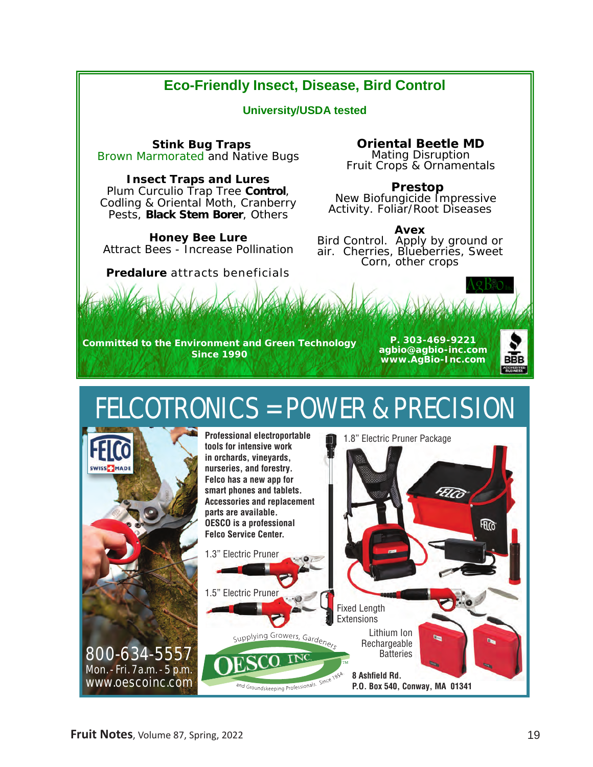## Eco-Friendly Insect, Disease, Bird Control

**University/USDA tested**

**Stink Bug Traps**
Brown Marmorated and Native Bugs

**Insect Traps and Lures**
Plum Curculio Trap Tree **Control**, Codling & Oriental Moth, Cranberry Pests, **Black Stem Borer**, Others

**Honey Bee Lure**
Attract Bees - Increase Pollination

**Predalure** attracts beneficials

**Oriental Beetle MD**
Mating Disruption
Fruit Crops & Ornamentals

**Prestop**
New Biofungicide Impressive Activity. Foliar/Root Diseases

**Avex**
Bird Control. Apply by ground or air. Cherries, Blueberries, Sweet Corn, other crops

AgBio Inc

**Committed to the Environment and Green Technology Since 1990**

**P. 303-469-9221**
**agbio@agbio-inc.com**
**www.AgBio-Inc.com**

BBB ACCREDITED BUSINESS

## FELCOTRONICS = POWER & PRECISION

FELCO SWISS MADE

**Professional electroportable tools for intensive work in orchards, vineyards, nurseries, and forestry. Felco has a new app for smart phones and tablets. Accessories and replacement parts are available. OESCO is a professional Felco Service Center.**

1.8" Electric Pruner Package

1.3" Electric Pruner

1.5" Electric Pruner

Fixed Length Extensions

Lithium Ion Rechargeable Batteries

800-634-5557
Mon.-Fri. 7a.m.-5 p.m.
www.oescoinc.com

Supplying Growers, Gardeners and Groundskeeping Professionals. Since 1954
OESCO INC.

**8 Ashfield Rd.**
**P.O. Box 540, Conway, MA 01341**